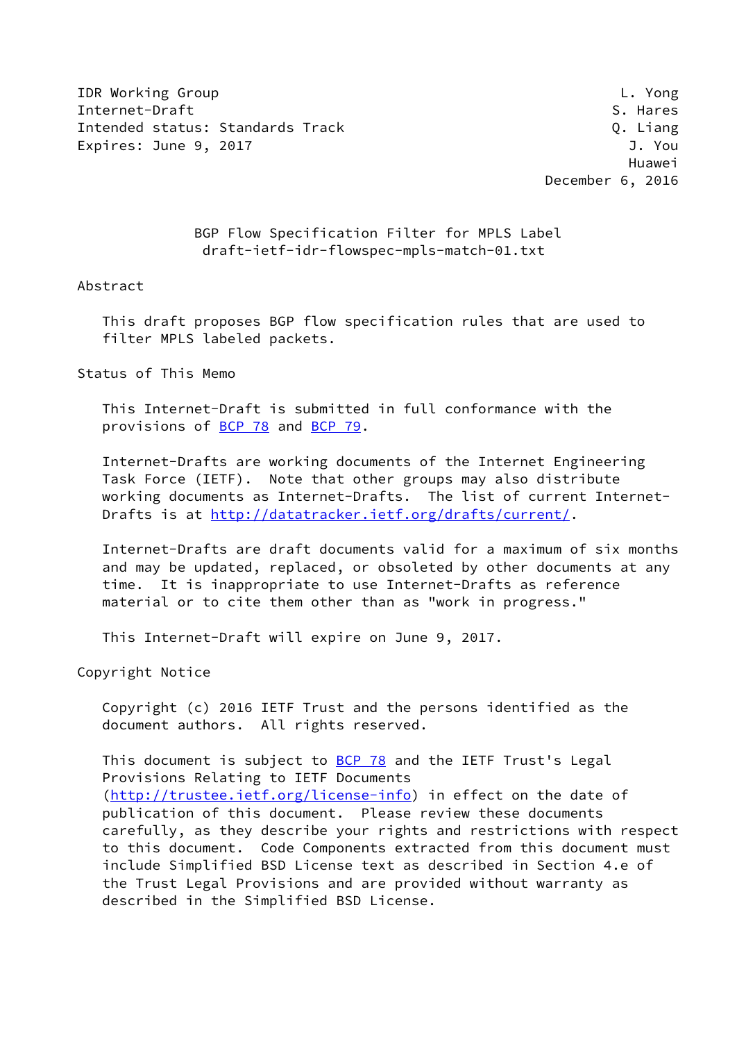IDR Working Group L. Yong
Internet-Draft S. Hares
Intended status: Standards Track Q. Liang
Expires: June 9, 2017 J. You
Huawei
December 6, 2016

# BGP Flow Specification Filter for MPLS Label
draft-ietf-idr-flowspec-mpls-match-01.txt

## Abstract

This draft proposes BGP flow specification rules that are used to filter MPLS labeled packets.

## Status of This Memo

This Internet-Draft is submitted in full conformance with the provisions of BCP 78 and BCP 79.

Internet-Drafts are working documents of the Internet Engineering Task Force (IETF). Note that other groups may also distribute working documents as Internet-Drafts. The list of current Internet-Drafts is at http://datatracker.ietf.org/drafts/current/.

Internet-Drafts are draft documents valid for a maximum of six months and may be updated, replaced, or obsoleted by other documents at any time. It is inappropriate to use Internet-Drafts as reference material or to cite them other than as "work in progress."

This Internet-Draft will expire on June 9, 2017.

## Copyright Notice

Copyright (c) 2016 IETF Trust and the persons identified as the document authors. All rights reserved.

This document is subject to BCP 78 and the IETF Trust's Legal Provisions Relating to IETF Documents (http://trustee.ietf.org/license-info) in effect on the date of publication of this document. Please review these documents carefully, as they describe your rights and restrictions with respect to this document. Code Components extracted from this document must include Simplified BSD License text as described in Section 4.e of the Trust Legal Provisions and are provided without warranty as described in the Simplified BSD License.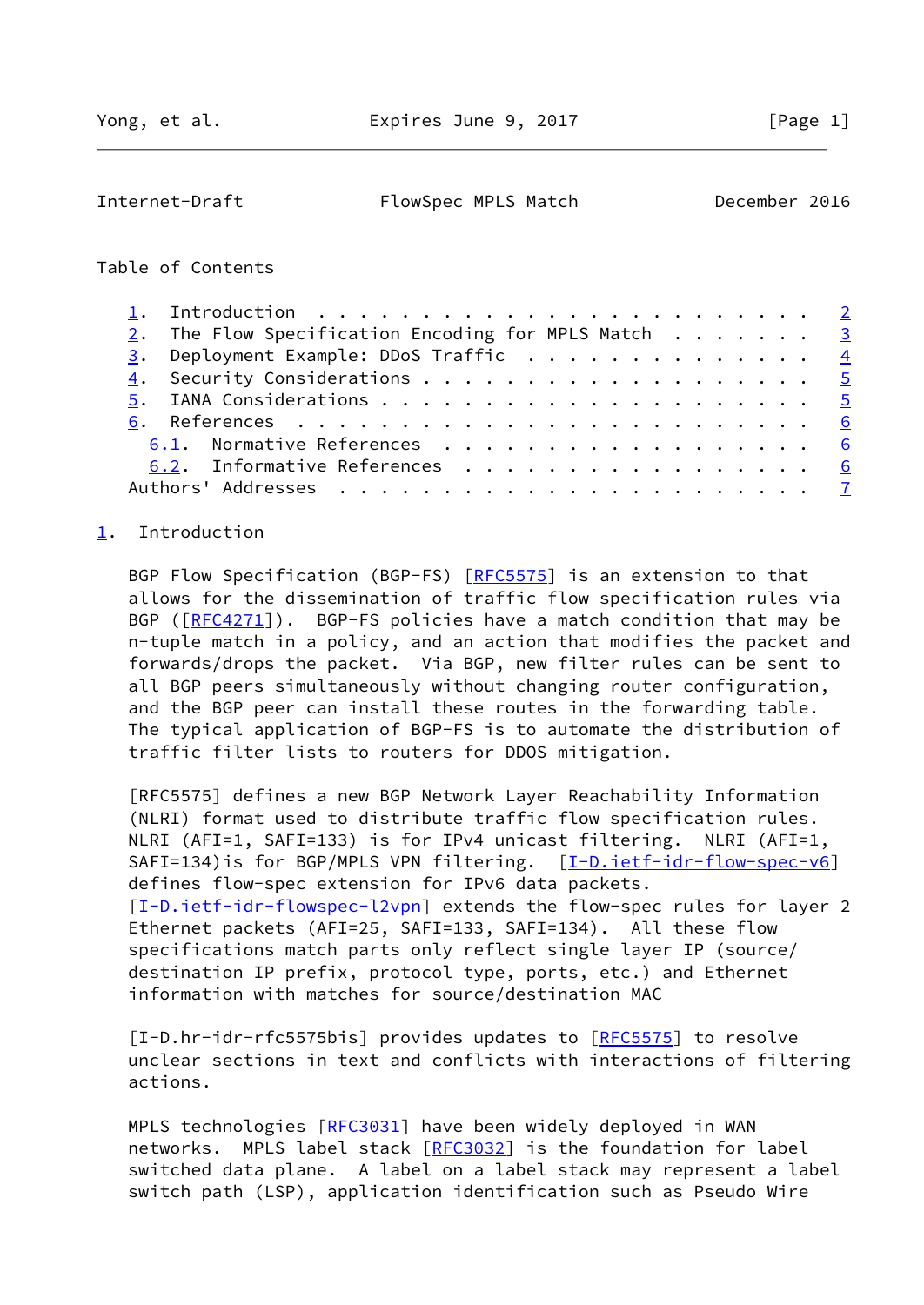Table of Contents

1. Introduction . . . . . . . . . . . . . . . . . . . . . . . . 2
2. The Flow Specification Encoding for MPLS Match . . . . . . . 3
3. Deployment Example: DDoS Traffic . . . . . . . . . . . . . . 4
4. Security Considerations . . . . . . . . . . . . . . . . . . . 5
5. IANA Considerations . . . . . . . . . . . . . . . . . . . . . 5
6. References . . . . . . . . . . . . . . . . . . . . . . . . . 6
   6.1. Normative References . . . . . . . . . . . . . . . . . . 6
   6.2. Informative References . . . . . . . . . . . . . . . . . 6
Authors' Addresses . . . . . . . . . . . . . . . . . . . . . . . 7

## 1. Introduction

BGP Flow Specification (BGP-FS) [RFC5575] is an extension to that allows for the dissemination of traffic flow specification rules via BGP ([RFC4271]). BGP-FS policies have a match condition that may be n-tuple match in a policy, and an action that modifies the packet and forwards/drops the packet. Via BGP, new filter rules can be sent to all BGP peers simultaneously without changing router configuration, and the BGP peer can install these routes in the forwarding table. The typical application of BGP-FS is to automate the distribution of traffic filter lists to routers for DDOS mitigation.

[RFC5575] defines a new BGP Network Layer Reachability Information (NLRI) format used to distribute traffic flow specification rules. NLRI (AFI=1, SAFI=133) is for IPv4 unicast filtering. NLRI (AFI=1, SAFI=134)is for BGP/MPLS VPN filtering. [I-D.ietf-idr-flow-spec-v6] defines flow-spec extension for IPv6 data packets. [I-D.ietf-idr-flowspec-l2vpn] extends the flow-spec rules for layer 2 Ethernet packets (AFI=25, SAFI=133, SAFI=134). All these flow specifications match parts only reflect single layer IP (source/ destination IP prefix, protocol type, ports, etc.) and Ethernet information with matches for source/destination MAC

[I-D.hr-idr-rfc5575bis] provides updates to [RFC5575] to resolve unclear sections in text and conflicts with interactions of filtering actions.

MPLS technologies [RFC3031] have been widely deployed in WAN networks. MPLS label stack [RFC3032] is the foundation for label switched data plane. A label on a label stack may represent a label switch path (LSP), application identification such as Pseudo Wire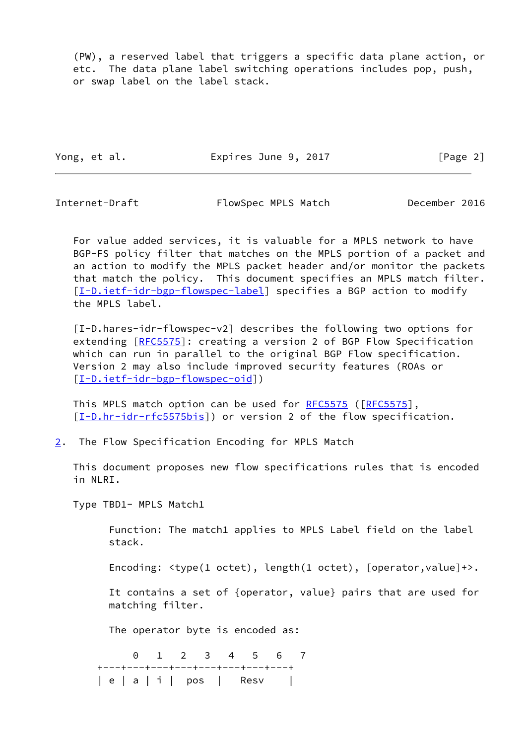(PW), a reserved label that triggers a specific data plane action, or etc. The data plane label switching operations includes pop, push, or swap label on the label stack.

For value added services, it is valuable for a MPLS network to have BGP-FS policy filter that matches on the MPLS portion of a packet and an action to modify the MPLS packet header and/or monitor the packets that match the policy. This document specifies an MPLS match filter. [I-D.ietf-idr-bgp-flowspec-label] specifies a BGP action to modify the MPLS label.

[I-D.hares-idr-flowspec-v2] describes the following two options for extending [RFC5575]: creating a version 2 of BGP Flow Specification which can run in parallel to the original BGP Flow specification. Version 2 may also include improved security features (ROAs or [I-D.ietf-idr-bgp-flowspec-oid])

This MPLS match option can be used for RFC5575 ([RFC5575], [I-D.hr-idr-rfc5575bis]) or version 2 of the flow specification.

## 2. The Flow Specification Encoding for MPLS Match

This document proposes new flow specifications rules that is encoded in NLRI.

Type TBD1- MPLS Match1

Function: The match1 applies to MPLS Label field on the label stack.

Encoding: <type(1 octet), length(1 octet), [operator,value]+>.

It contains a set of {operator, value} pairs that are used for matching filter.

The operator byte is encoded as:

```
      0   1   2   3   4   5   6   7
    +---+---+---+---+---+---+---+---+
    | e | a | i |  pos  |    Resv    |
```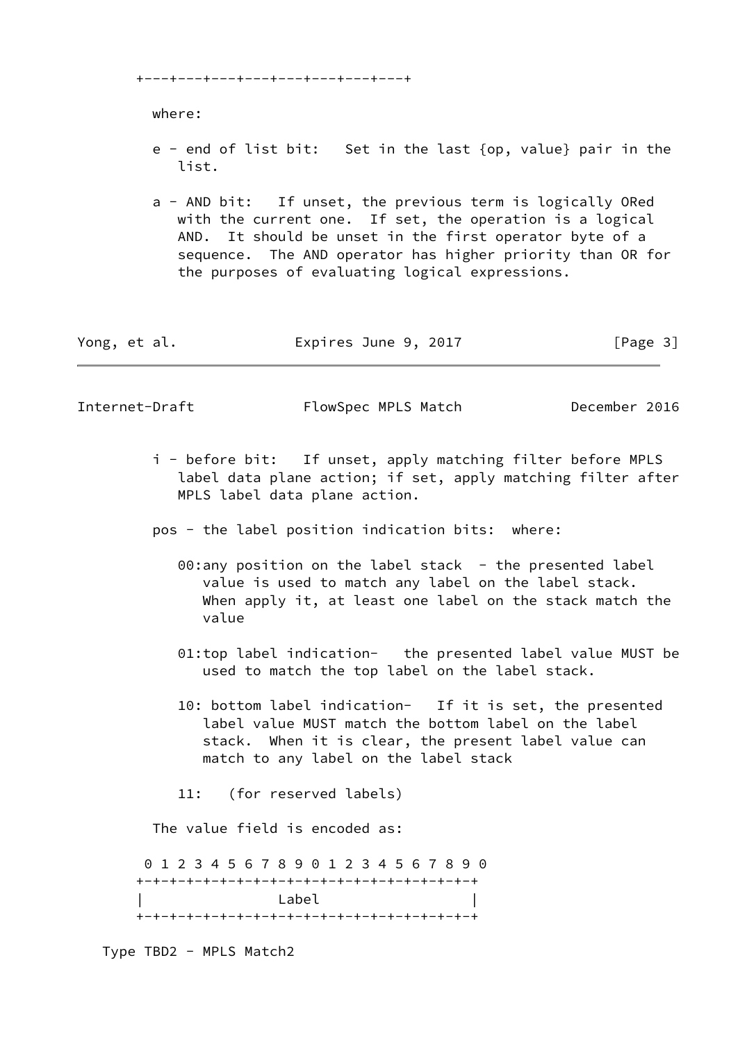```
+---+---+---+---+---+---+---+
```

where:

e - end of list bit: Set in the last {op, value} pair in the list.

a - AND bit: If unset, the previous term is logically ORed with the current one. If set, the operation is a logical AND. It should be unset in the first operator byte of a sequence. The AND operator has higher priority than OR for the purposes of evaluating logical expressions.

i - before bit: If unset, apply matching filter before MPLS label data plane action; if set, apply matching filter after MPLS label data plane action.

pos - the label position indication bits: where:

00:any position on the label stack - the presented label value is used to match any label on the label stack. When apply it, at least one label on the stack match the value

01:top label indication- the presented label value MUST be used to match the top label on the label stack.

10: bottom label indication- If it is set, the presented label value MUST match the bottom label on the label stack. When it is clear, the present label value can match to any label on the label stack

11: (for reserved labels)

The value field is encoded as:

```
 0 1 2 3 4 5 6 7 8 9 0 1 2 3 4 5 6 7 8 9 0
+-+-+-+-+-+-+-+-+-+-+-+-+-+-+-+-+-+-+-+-+-+
|                Label                    |
+-+-+-+-+-+-+-+-+-+-+-+-+-+-+-+-+-+-+-+-+-+
```

Type TBD2 - MPLS Match2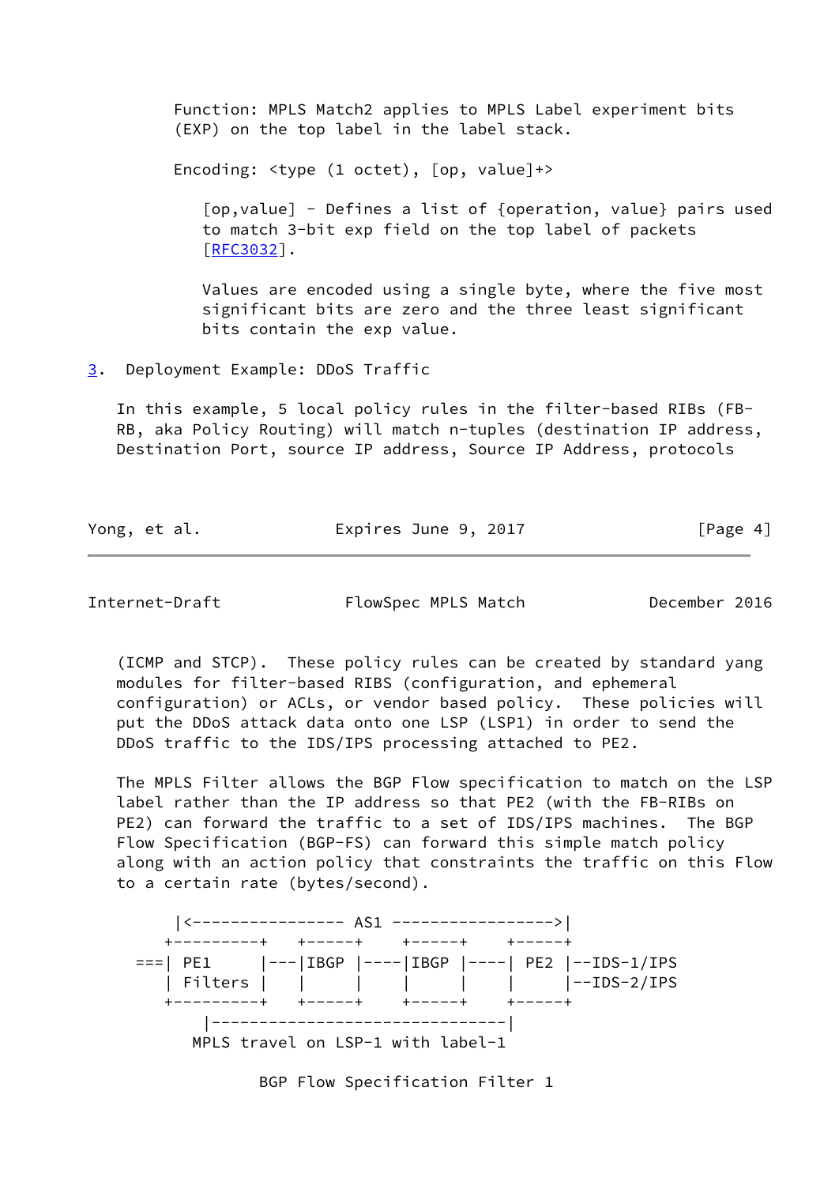Function: MPLS Match2 applies to MPLS Label experiment bits (EXP) on the top label in the label stack.

Encoding: <type (1 octet), [op, value]+>

[op,value] - Defines a list of {operation, value} pairs used to match 3-bit exp field on the top label of packets [RFC3032].

Values are encoded using a single byte, where the five most significant bits are zero and the three least significant bits contain the exp value.

## 3. Deployment Example: DDoS Traffic

In this example, 5 local policy rules in the filter-based RIBs (FB-RB, aka Policy Routing) will match n-tuples (destination IP address, Destination Port, source IP address, Source IP Address, protocols (ICMP and STCP). These policy rules can be created by standard yang modules for filter-based RIBS (configuration, and ephemeral configuration) or ACLs, or vendor based policy. These policies will put the DDoS attack data onto one LSP (LSP1) in order to send the DDoS traffic to the IDS/IPS processing attached to PE2.

The MPLS Filter allows the BGP Flow specification to match on the LSP label rather than the IP address so that PE2 (with the FB-RIBs on PE2) can forward the traffic to a set of IDS/IPS machines. The BGP Flow Specification (BGP-FS) can forward this simple match policy along with an action policy that constraints the traffic on this Flow to a certain rate (bytes/second).

```
      |<---------------- AS1 ----------------->|
     +---------+   +-----+    +-----+    +-----+
  ===| PE1     |---|IBGP |----|IBGP |----| PE2 |--IDS-1/IPS
     | Filters |   |     |    |     |    |     |--IDS-2/IPS
     +---------+   +-----+    +-----+    +-----+
         |------------------------------|
        MPLS travel on LSP-1 with label-1

               BGP Flow Specification Filter 1
```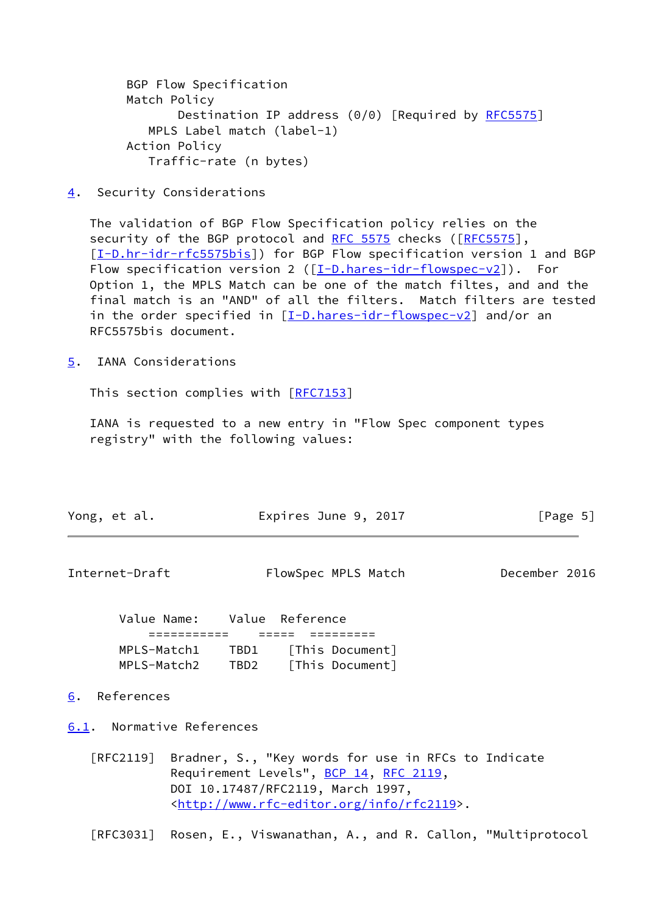```
BGP Flow Specification
Match Policy
       Destination IP address (0/0) [Required by RFC5575]
   MPLS Label match (label-1)
Action Policy
   Traffic-rate (n bytes)
```

## 4. Security Considerations

The validation of BGP Flow Specification policy relies on the security of the BGP protocol and RFC 5575 checks ([RFC5575], [I-D.hr-idr-rfc5575bis]) for BGP Flow specification version 1 and BGP Flow specification version 2 ([I-D.hares-idr-flowspec-v2]). For Option 1, the MPLS Match can be one of the match filtes, and and the final match is an "AND" of all the filters. Match filters are tested in the order specified in [I-D.hares-idr-flowspec-v2] and/or an RFC5575bis document.

## 5. IANA Considerations

This section complies with [RFC7153]

IANA is requested to a new entry in "Flow Spec component types registry" with the following values:

| Value Name: | Value | Reference |
|---|---|---|
| MPLS-Match1 | TBD1 | [This Document] |
| MPLS-Match2 | TBD2 | [This Document] |

## 6. References

### 6.1. Normative References

[RFC2119] Bradner, S., "Key words for use in RFCs to Indicate Requirement Levels", BCP 14, RFC 2119, DOI 10.17487/RFC2119, March 1997, <http://www.rfc-editor.org/info/rfc2119>.

[RFC3031] Rosen, E., Viswanathan, A., and R. Callon, "Multiprotocol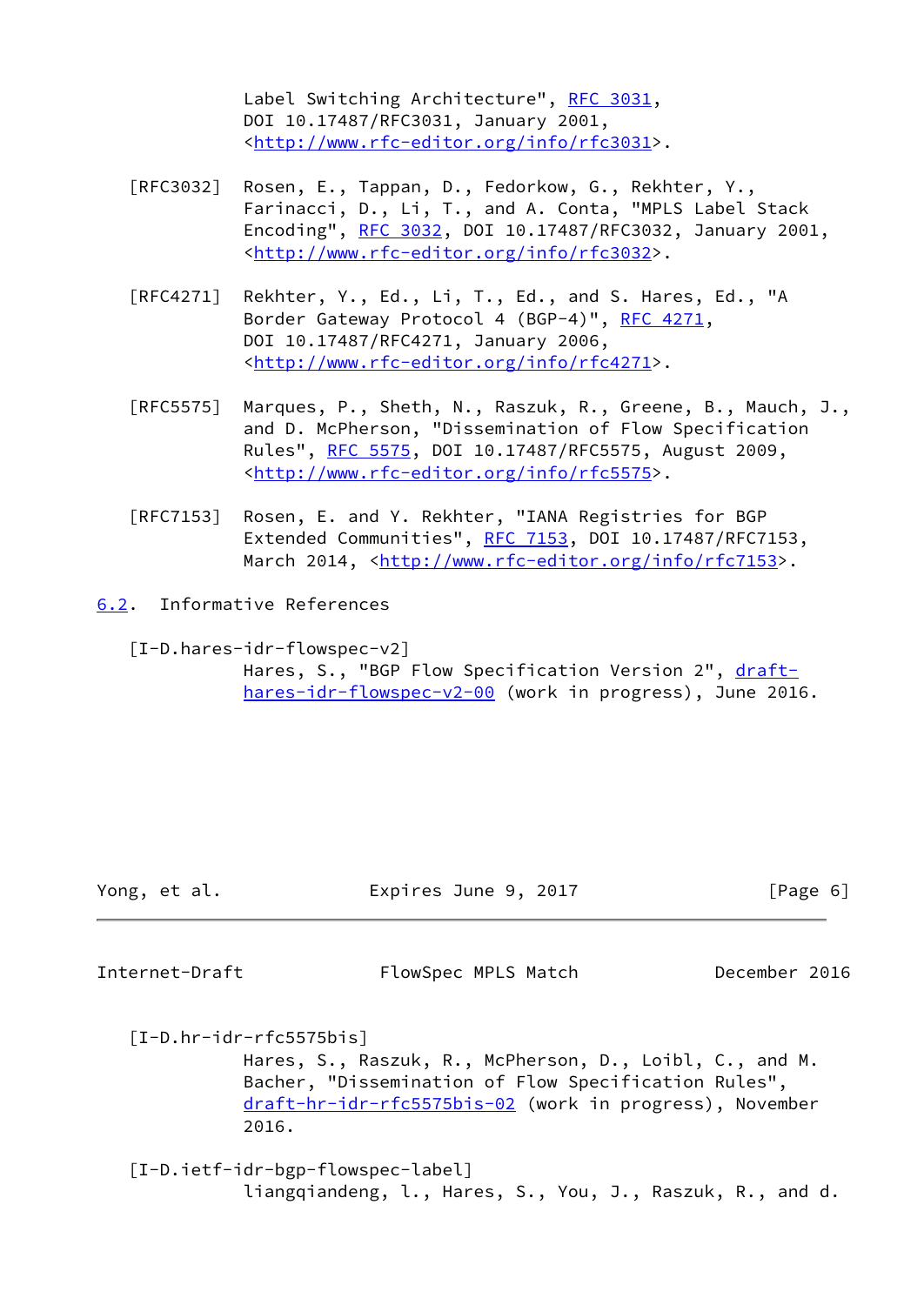Label Switching Architecture", RFC 3031, DOI 10.17487/RFC3031, January 2001, <http://www.rfc-editor.org/info/rfc3031>.

[RFC3032] Rosen, E., Tappan, D., Fedorkow, G., Rekhter, Y., Farinacci, D., Li, T., and A. Conta, "MPLS Label Stack Encoding", RFC 3032, DOI 10.17487/RFC3032, January 2001, <http://www.rfc-editor.org/info/rfc3032>.

[RFC4271] Rekhter, Y., Ed., Li, T., Ed., and S. Hares, Ed., "A Border Gateway Protocol 4 (BGP-4)", RFC 4271, DOI 10.17487/RFC4271, January 2006, <http://www.rfc-editor.org/info/rfc4271>.

[RFC5575] Marques, P., Sheth, N., Raszuk, R., Greene, B., Mauch, J., and D. McPherson, "Dissemination of Flow Specification Rules", RFC 5575, DOI 10.17487/RFC5575, August 2009, <http://www.rfc-editor.org/info/rfc5575>.

[RFC7153] Rosen, E. and Y. Rekhter, "IANA Registries for BGP Extended Communities", RFC 7153, DOI 10.17487/RFC7153, March 2014, <http://www.rfc-editor.org/info/rfc7153>.

## 6.2. Informative References

[I-D.hares-idr-flowspec-v2] Hares, S., "BGP Flow Specification Version 2", draft-hares-idr-flowspec-v2-00 (work in progress), June 2016.

[I-D.hr-idr-rfc5575bis] Hares, S., Raszuk, R., McPherson, D., Loibl, C., and M. Bacher, "Dissemination of Flow Specification Rules", draft-hr-idr-rfc5575bis-02 (work in progress), November 2016.

[I-D.ietf-idr-bgp-flowspec-label] liangqiandeng, l., Hares, S., You, J., Raszuk, R., and d.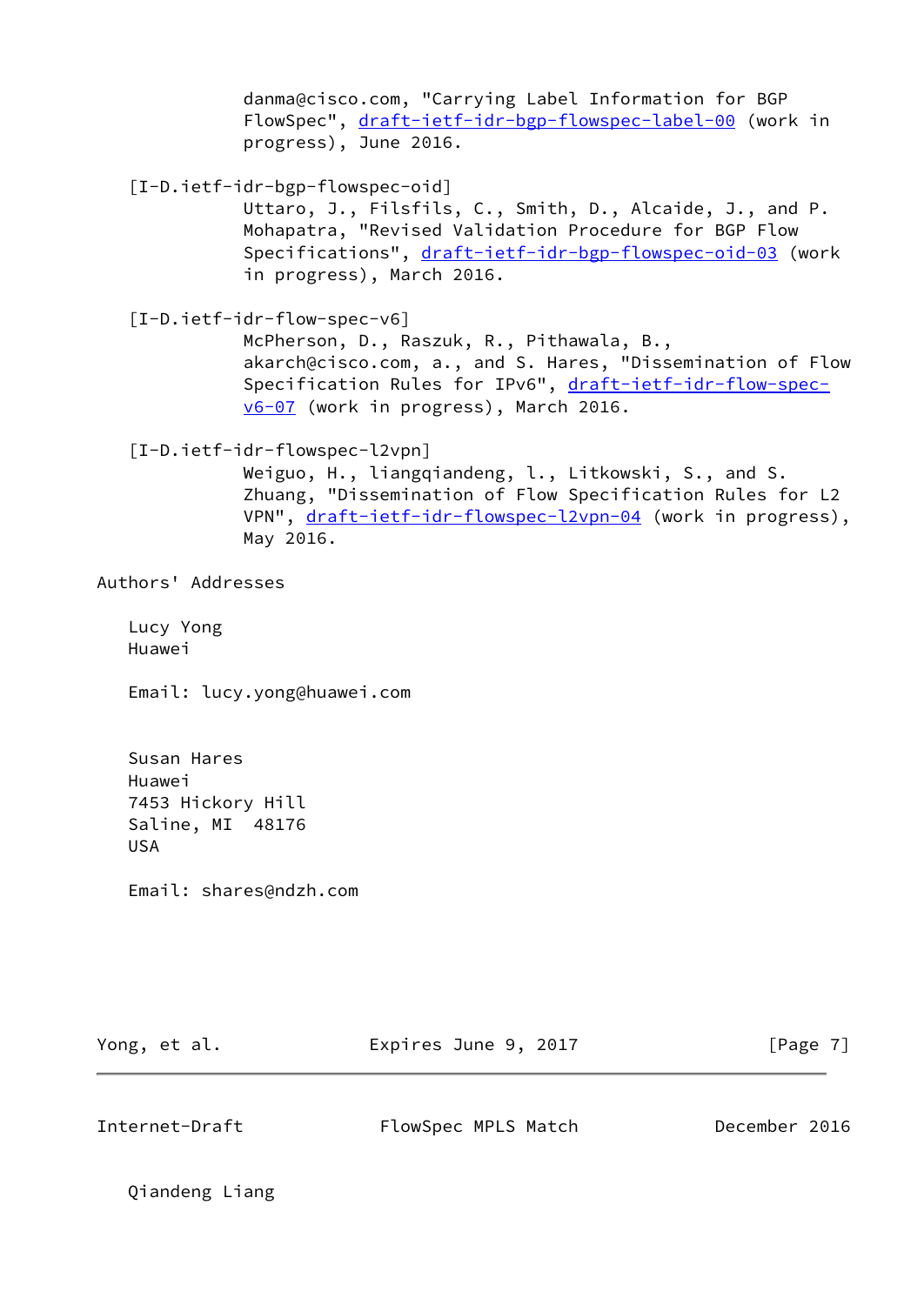danma@cisco.com, "Carrying Label Information for BGP FlowSpec", draft-ietf-idr-bgp-flowspec-label-00 (work in progress), June 2016.

[I-D.ietf-idr-bgp-flowspec-oid]
Uttaro, J., Filsfils, C., Smith, D., Alcaide, J., and P. Mohapatra, "Revised Validation Procedure for BGP Flow Specifications", draft-ietf-idr-bgp-flowspec-oid-03 (work in progress), March 2016.

[I-D.ietf-idr-flow-spec-v6]
McPherson, D., Raszuk, R., Pithawala, B., akarch@cisco.com, a., and S. Hares, "Dissemination of Flow Specification Rules for IPv6", draft-ietf-idr-flow-spec-v6-07 (work in progress), March 2016.

[I-D.ietf-idr-flowspec-l2vpn]
Weiguo, H., liangqiandeng, l., Litkowski, S., and S. Zhuang, "Dissemination of Flow Specification Rules for L2 VPN", draft-ietf-idr-flowspec-l2vpn-04 (work in progress), May 2016.

## Authors' Addresses

Lucy Yong
Huawei

Email: lucy.yong@huawei.com

Susan Hares
Huawei
7453 Hickory Hill
Saline, MI 48176
USA

Email: shares@ndzh.com

Qiandeng Liang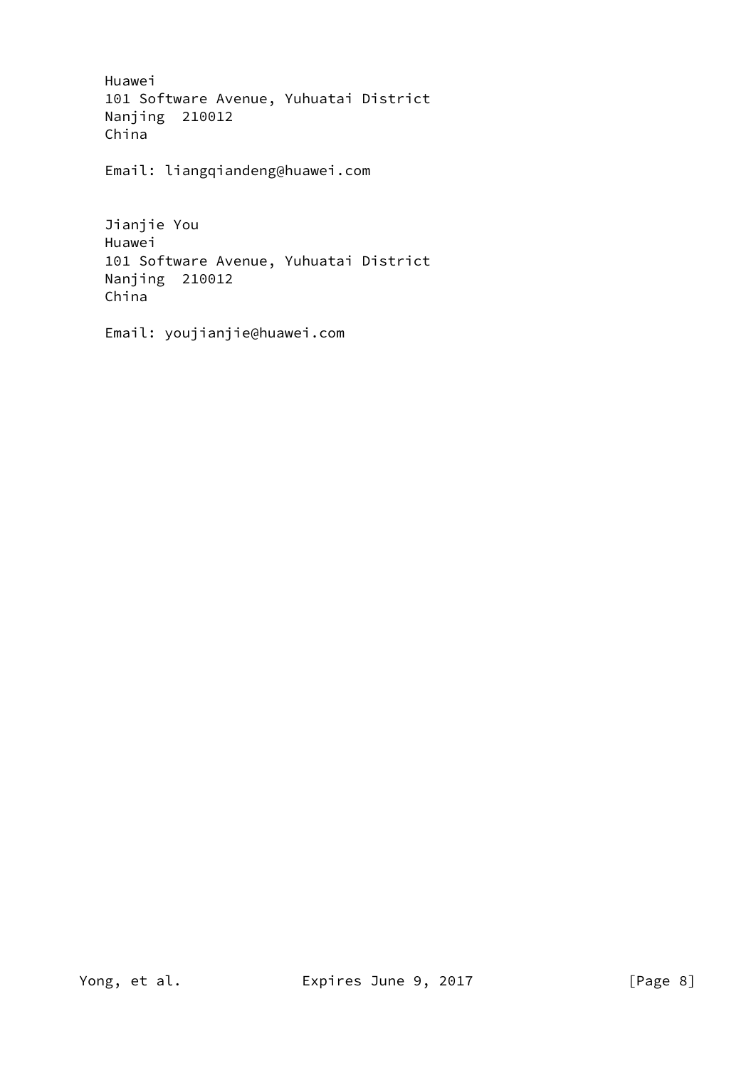Huawei
101 Software Avenue, Yuhuatai District
Nanjing  210012
China

Email: liangqiandeng@huawei.com

Jianjie You
Huawei
101 Software Avenue, Yuhuatai District
Nanjing  210012
China

Email: youjianjie@huawei.com